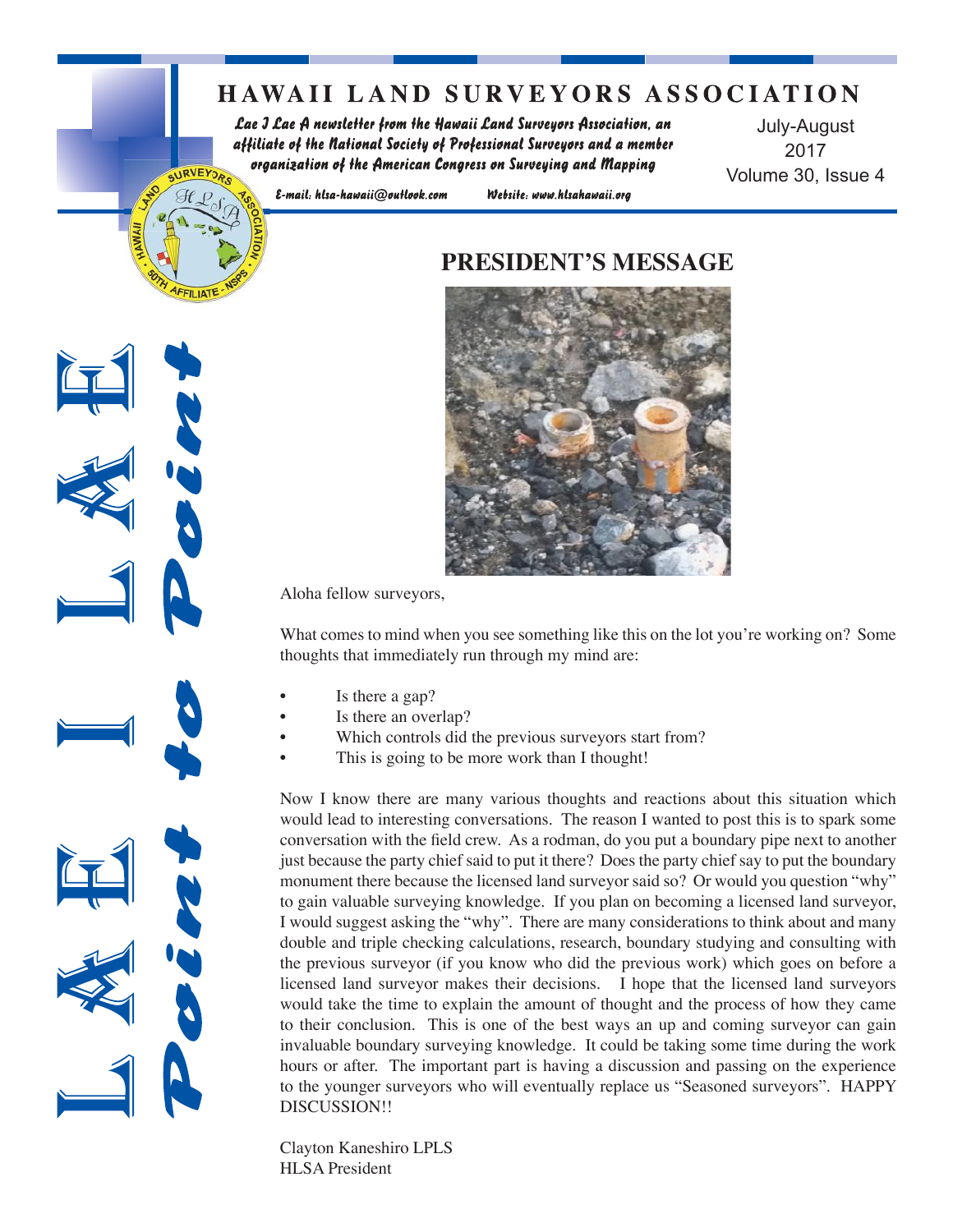# HAWAII LAND SURVEYORS ASSOCIATION

*Lae I Lae A newsletter from the Hawaii Land Surveyors Association, an affiliate of the National Society of Professional Surveyors and a member organization of the American Congress on Surveying and Mapping*

July-August 2017
Volume 30, Issue 4

*E-mail: hlsa-hawaii@outlook.com* *Website: www.hlsahawaii.org*

LAE I LAE Point to Point

## PRESIDENT'S MESSAGE

Aloha fellow surveyors,

What comes to mind when you see something like this on the lot you're working on? Some thoughts that immediately run through my mind are:

- Is there a gap?
- Is there an overlap?
- Which controls did the previous surveyors start from?
- This is going to be more work than I thought!

Now I know there are many various thoughts and reactions about this situation which would lead to interesting conversations. The reason I wanted to post this is to spark some conversation with the field crew. As a rodman, do you put a boundary pipe next to another just because the party chief said to put it there? Does the party chief say to put the boundary monument there because the licensed land surveyor said so? Or would you question "why" to gain valuable surveying knowledge. If you plan on becoming a licensed land surveyor, I would suggest asking the "why". There are many considerations to think about and many double and triple checking calculations, research, boundary studying and consulting with the previous surveyor (if you know who did the previous work) which goes on before a licensed land surveyor makes their decisions. I hope that the licensed land surveyors would take the time to explain the amount of thought and the process of how they came to their conclusion. This is one of the best ways an up and coming surveyor can gain invaluable boundary surveying knowledge. It could be taking some time during the work hours or after. The important part is having a discussion and passing on the experience to the younger surveyors who will eventually replace us "Seasoned surveyors". HAPPY DISCUSSION!!

Clayton Kaneshiro LPLS
HLSA President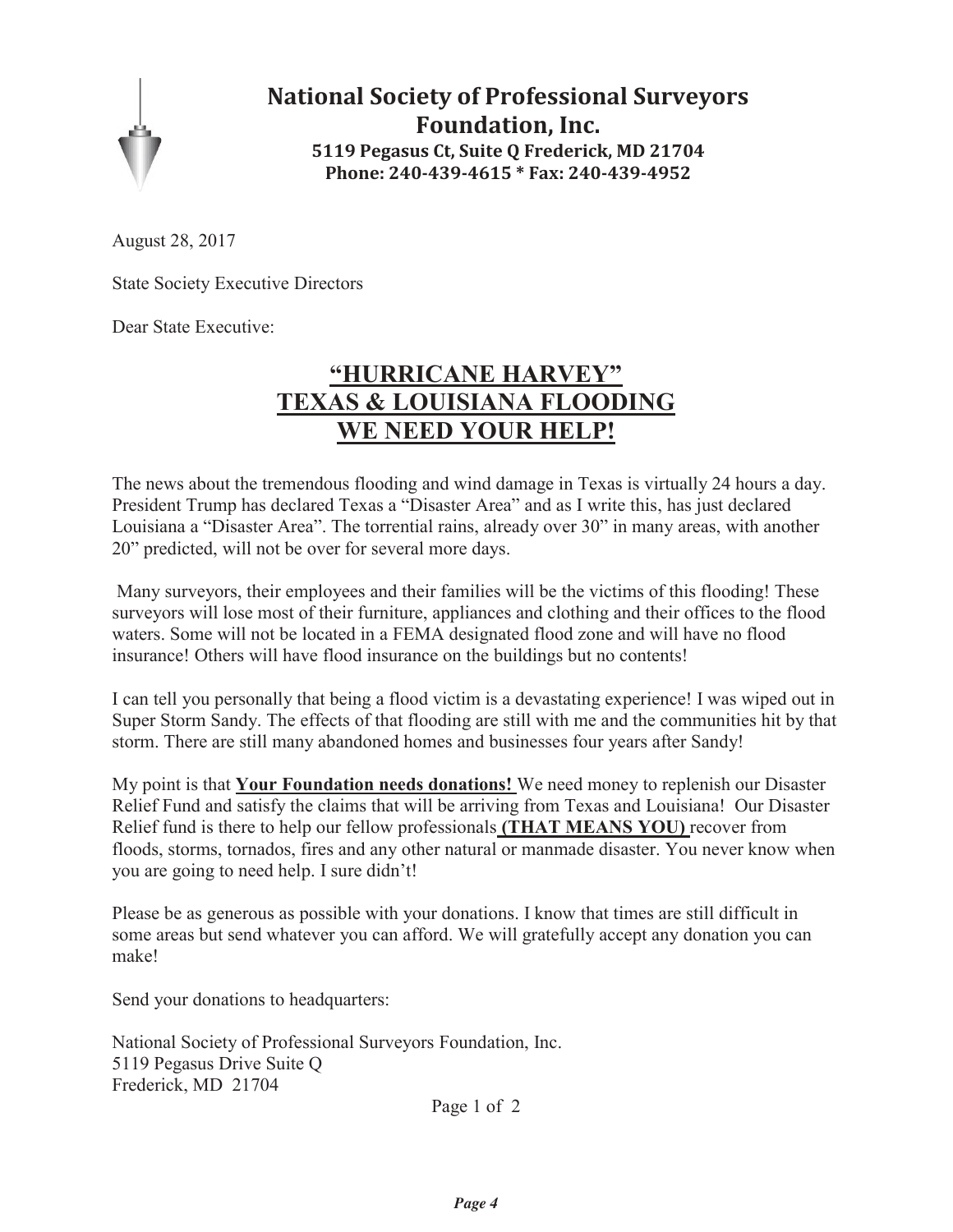# National Society of Professional Surveyors Foundation, Inc.

**5119 Pegasus Ct, Suite Q Frederick, MD 21704**
**Phone: 240-439-4615 * Fax: 240-439-4952**

August 28, 2017

State Society Executive Directors

Dear State Executive:

## "HURRICANE HARVEY" TEXAS & LOUISIANA FLOODING WE NEED YOUR HELP!

The news about the tremendous flooding and wind damage in Texas is virtually 24 hours a day. President Trump has declared Texas a "Disaster Area" and as I write this, has just declared Louisiana a "Disaster Area". The torrential rains, already over 30" in many areas, with another 20" predicted, will not be over for several more days.

Many surveyors, their employees and their families will be the victims of this flooding! These surveyors will lose most of their furniture, appliances and clothing and their offices to the flood waters. Some will not be located in a FEMA designated flood zone and will have no flood insurance! Others will have flood insurance on the buildings but no contents!

I can tell you personally that being a flood victim is a devastating experience! I was wiped out in Super Storm Sandy. The effects of that flooding are still with me and the communities hit by that storm. There are still many abandoned homes and businesses four years after Sandy!

My point is that **Your Foundation needs donations!** We need money to replenish our Disaster Relief Fund and satisfy the claims that will be arriving from Texas and Louisiana! Our Disaster Relief fund is there to help our fellow professionals **(THAT MEANS YOU)** recover from floods, storms, tornados, fires and any other natural or manmade disaster. You never know when you are going to need help. I sure didn't!

Please be as generous as possible with your donations. I know that times are still difficult in some areas but send whatever you can afford. We will gratefully accept any donation you can make!

Send your donations to headquarters:

National Society of Professional Surveyors Foundation, Inc.
5119 Pegasus Drive Suite Q
Frederick, MD 21704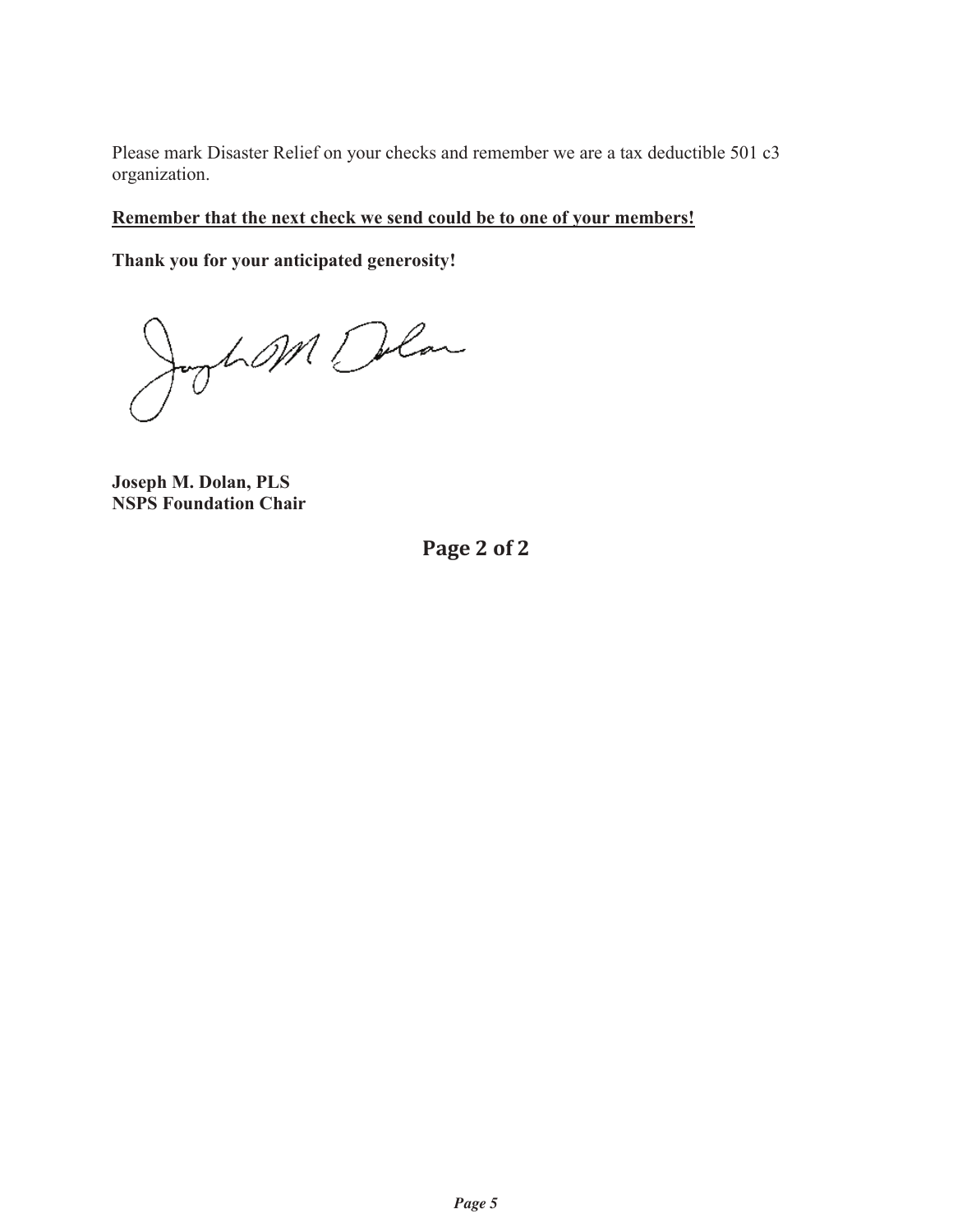Please mark Disaster Relief on your checks and remember we are a tax deductible 501 c3 organization.

**Remember that the next check we send could be to one of your members!**

**Thank you for your anticipated generosity!**

**Joseph M. Dolan, PLS**
**NSPS Foundation Chair**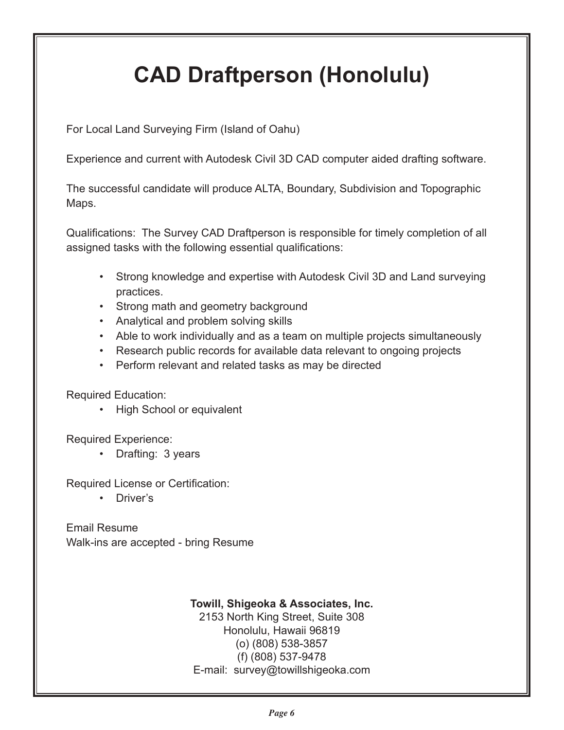# CAD Draftperson (Honolulu)

For Local Land Surveying Firm (Island of Oahu)

Experience and current with Autodesk Civil 3D CAD computer aided drafting software.

The successful candidate will produce ALTA, Boundary, Subdivision and Topographic Maps.

Qualifications: The Survey CAD Draftperson is responsible for timely completion of all assigned tasks with the following essential qualifications:

- Strong knowledge and expertise with Autodesk Civil 3D and Land surveying practices.
- Strong math and geometry background
- Analytical and problem solving skills
- Able to work individually and as a team on multiple projects simultaneously
- Research public records for available data relevant to ongoing projects
- Perform relevant and related tasks as may be directed

Required Education:

- High School or equivalent

Required Experience:

- Drafting: 3 years

Required License or Certification:

- Driver's

Email Resume
Walk-ins are accepted - bring Resume

**Towill, Shigeoka & Associates, Inc.**
2153 North King Street, Suite 308
Honolulu, Hawaii 96819
(o) (808) 538-3857
(f) (808) 537-9478
E-mail: survey@towillshigeoka.com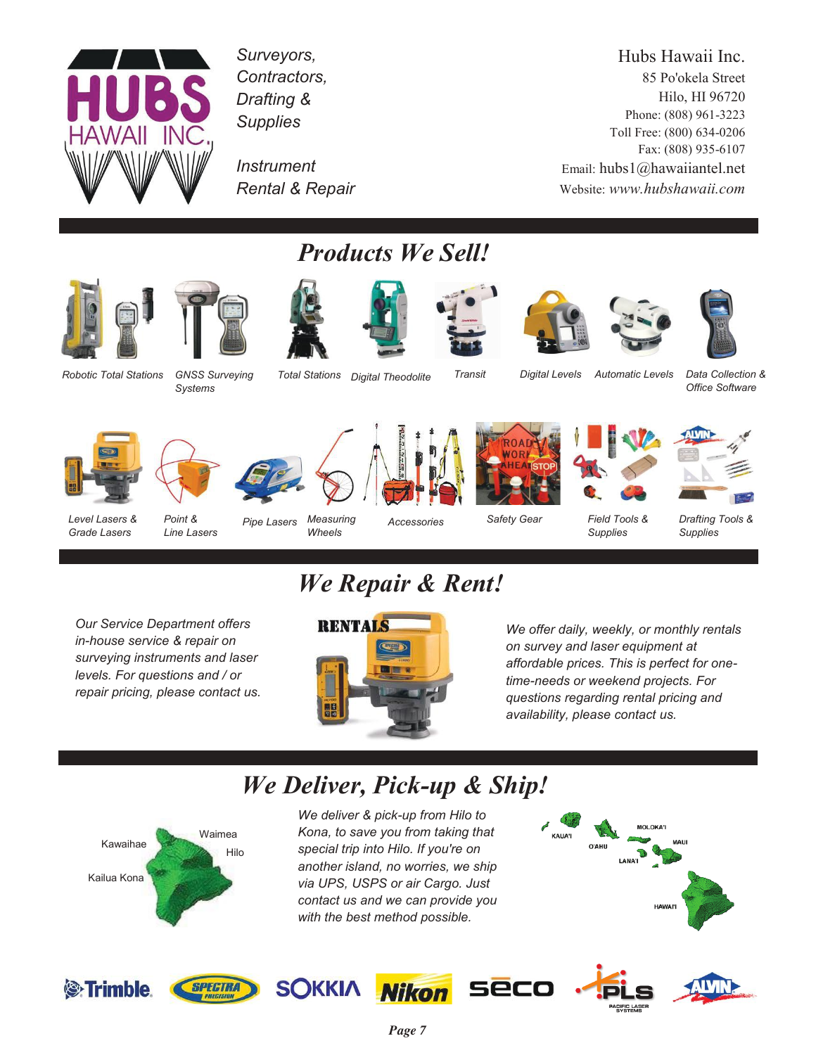HUBS HAWAII INC.

*Surveyors, Contractors, Drafting & Supplies*

*Instrument Rental & Repair*

Hubs Hawaii Inc.
85 Po'okela Street
Hilo, HI 96720
Phone: (808) 961-3223
Toll Free: (800) 634-0206
Fax: (808) 935-6107
Email: hubs1@hawaiiantel.net
Website: *www.hubshawaii.com*

## *Products We Sell!*

*Robotic Total Stations* · *GNSS Surveying Systems* · *Total Stations* · *Digital Theodolite* · *Transit* · *Digital Levels* · *Automatic Levels* · *Data Collection & Office Software*

*Level Lasers & Grade Lasers* · *Point & Line Lasers* · *Pipe Lasers* · *Measuring Wheels* · *Accessories* · *Safety Gear* · *Field Tools & Supplies* · *Drafting Tools & Supplies*

## *We Repair & Rent!*

*Our Service Department offers in-house service & repair on surveying instruments and laser levels. For questions and / or repair pricing, please contact us.*

RENTALS

*We offer daily, weekly, or monthly rentals on survey and laser equipment at affordable prices. This is perfect for one-time-needs or weekend projects. For questions regarding rental pricing and availability, please contact us.*

## *We Deliver, Pick-up & Ship!*

Kawaihae · Waimea · Hilo · Kailua Kona

*We deliver & pick-up from Hilo to Kona, to save you from taking that special trip into Hilo. If you're on another island, no worries, we ship via UPS, USPS or air Cargo. Just contact us and we can provide you with the best method possible.*

KAUA'I · O'AHU · MOLOKA'I · LANA'I · MAUI · HAWAI'I

Trimble · SPECTRA PRECISION · SOKKIA · Nikon · seco · PLS PACIFIC LASER SYSTEMS · ALVIN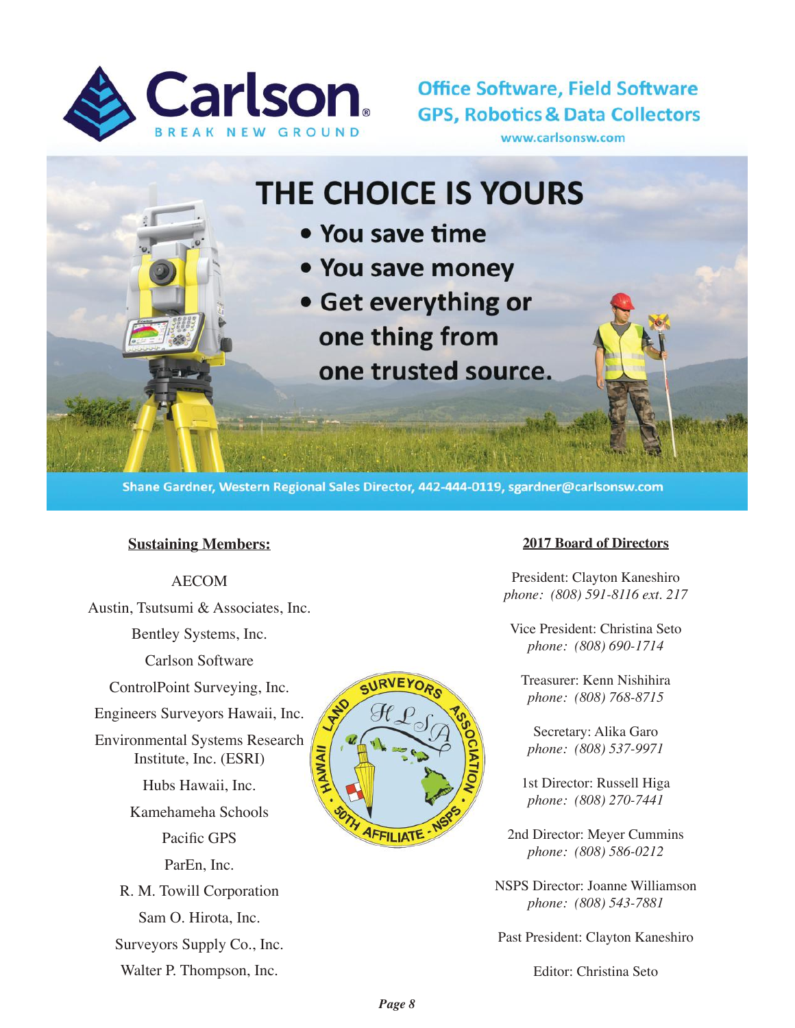Carlson

BREAK NEW GROUND

Office Software, Field Software
GPS, Robotics & Data Collectors

www.carlsonsw.com

THE CHOICE IS YOURS

- You save time
- You save money
- Get everything or one thing from one trusted source.

Shane Gardner, Western Regional Sales Director, 442-444-0119, sgardner@carlsonsw.com

**Sustaining Members:**

AECOM

Austin, Tsutsumi & Associates, Inc.

Bentley Systems, Inc.

Carlson Software

ControlPoint Surveying, Inc.

Engineers Surveyors Hawaii, Inc.

Environmental Systems Research Institute, Inc. (ESRI)

Hubs Hawaii, Inc.

Kamehameha Schools

Pacific GPS

ParEn, Inc.

R. M. Towill Corporation

Sam O. Hirota, Inc.

Surveyors Supply Co., Inc.

Walter P. Thompson, Inc.

HAWAII LAND SURVEYORS ASSOCIATION · 50TH AFFILIATE - NSPS

**2017 Board of Directors**

President: Clayton Kaneshiro
*phone: (808) 591-8116 ext. 217*

Vice President: Christina Seto
*phone: (808) 690-1714*

Treasurer: Kenn Nishihira
*phone: (808) 768-8715*

Secretary: Alika Garo
*phone: (808) 537-9971*

1st Director: Russell Higa
*phone: (808) 270-7441*

2nd Director: Meyer Cummins
*phone: (808) 586-0212*

NSPS Director: Joanne Williamson
*phone: (808) 543-7881*

Past President: Clayton Kaneshiro

Editor: Christina Seto